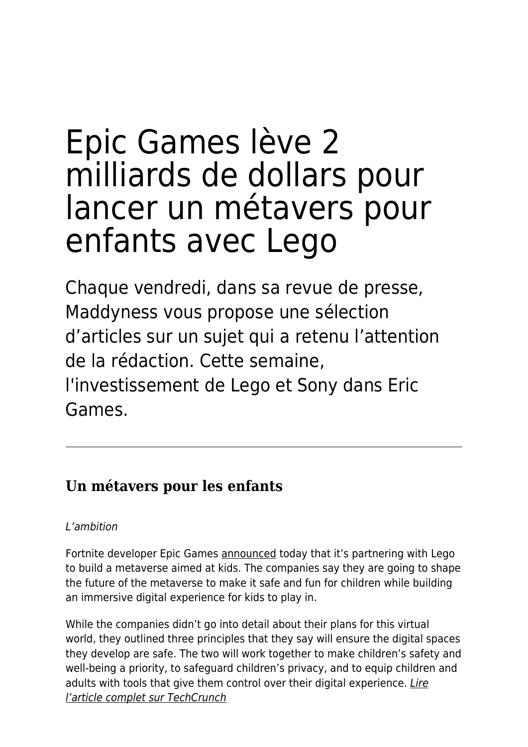# Epic Games lève 2 milliards de dollars pour lancer un métavers pour enfants avec Lego

Chaque vendredi, dans sa revue de presse, Maddyness vous propose une sélection d'articles sur un sujet qui a retenu l'attention de la rédaction. Cette semaine, l'investissement de Lego et Sony dans Eric Games.

---

## Un métavers pour les enfants

*L'ambition*

Fortnite developer Epic Games announced today that it's partnering with Lego to build a metaverse aimed at kids. The companies say they are going to shape the future of the metaverse to make it safe and fun for children while building an immersive digital experience for kids to play in.

While the companies didn't go into detail about their plans for this virtual world, they outlined three principles that they say will ensure the digital spaces they develop are safe. The two will work together to make children's safety and well-being a priority, to safeguard children's privacy, and to equip children and adults with tools that give them control over their digital experience. *Lire l'article complet sur TechCrunch*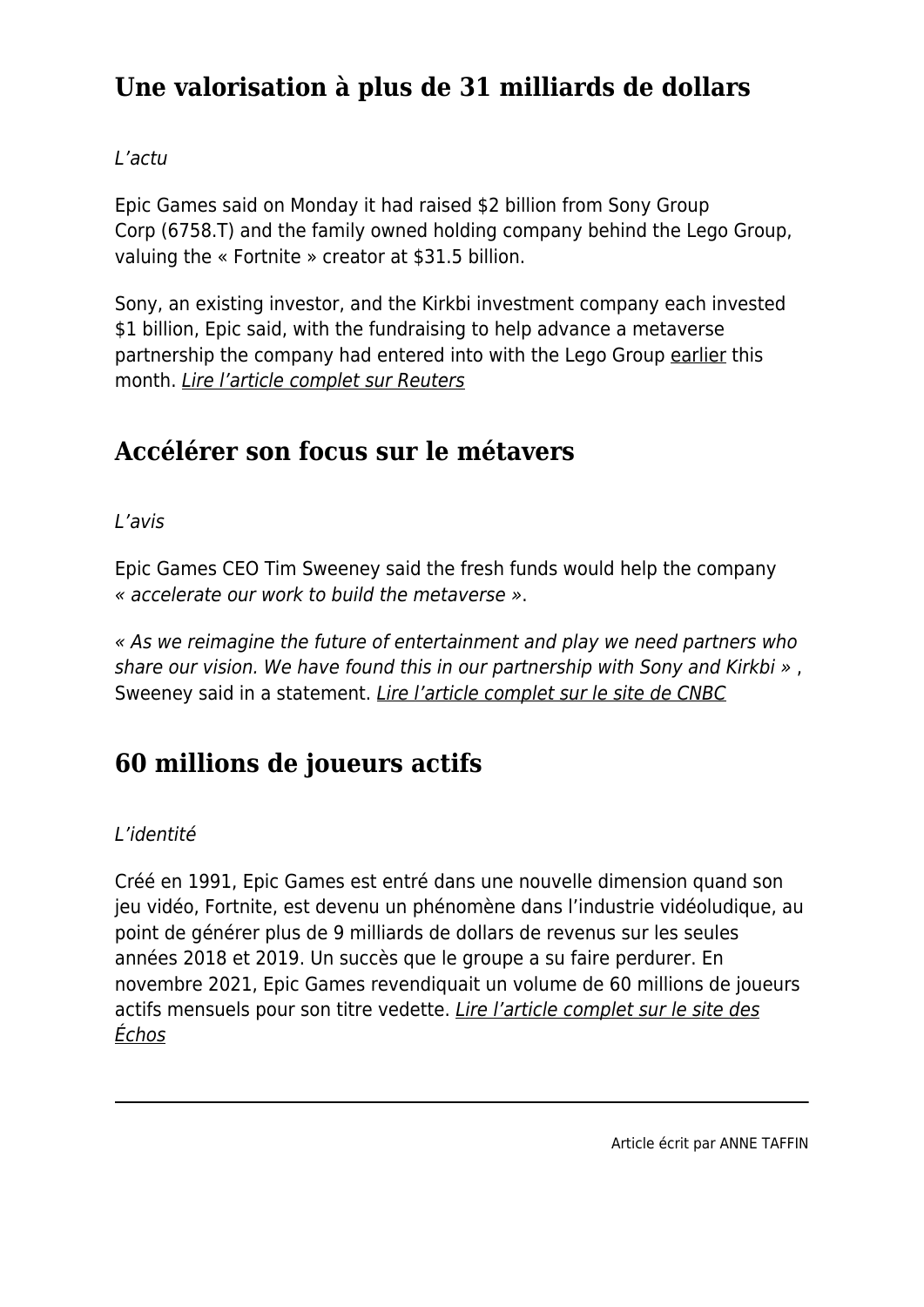## Une valorisation à plus de 31 milliards de dollars

*L'actu*

Epic Games said on Monday it had raised $2 billion from Sony Group Corp (6758.T) and the family owned holding company behind the Lego Group, valuing the « Fortnite » creator at $31.5 billion.

Sony, an existing investor, and the Kirkbi investment company each invested $1 billion, Epic said, with the fundraising to help advance a metaverse partnership the company had entered into with the Lego Group earlier this month. *Lire l'article complet sur Reuters*

## Accélérer son focus sur le métavers

*L'avis*

Epic Games CEO Tim Sweeney said the fresh funds would help the company *« accelerate our work to build the metaverse ».*

*« As we reimagine the future of entertainment and play we need partners who share our vision. We have found this in our partnership with Sony and Kirkbi »* , Sweeney said in a statement. *Lire l'article complet sur le site de CNBC*

## 60 millions de joueurs actifs

*L'identité*

Créé en 1991, Epic Games est entré dans une nouvelle dimension quand son jeu vidéo, Fortnite, est devenu un phénomène dans l'industrie vidéoludique, au point de générer plus de 9 milliards de dollars de revenus sur les seules années 2018 et 2019. Un succès que le groupe a su faire perdurer. En novembre 2021, Epic Games revendiquait un volume de 60 millions de joueurs actifs mensuels pour son titre vedette. *Lire l'article complet sur le site des Échos*

---

Article écrit par ANNE TAFFIN